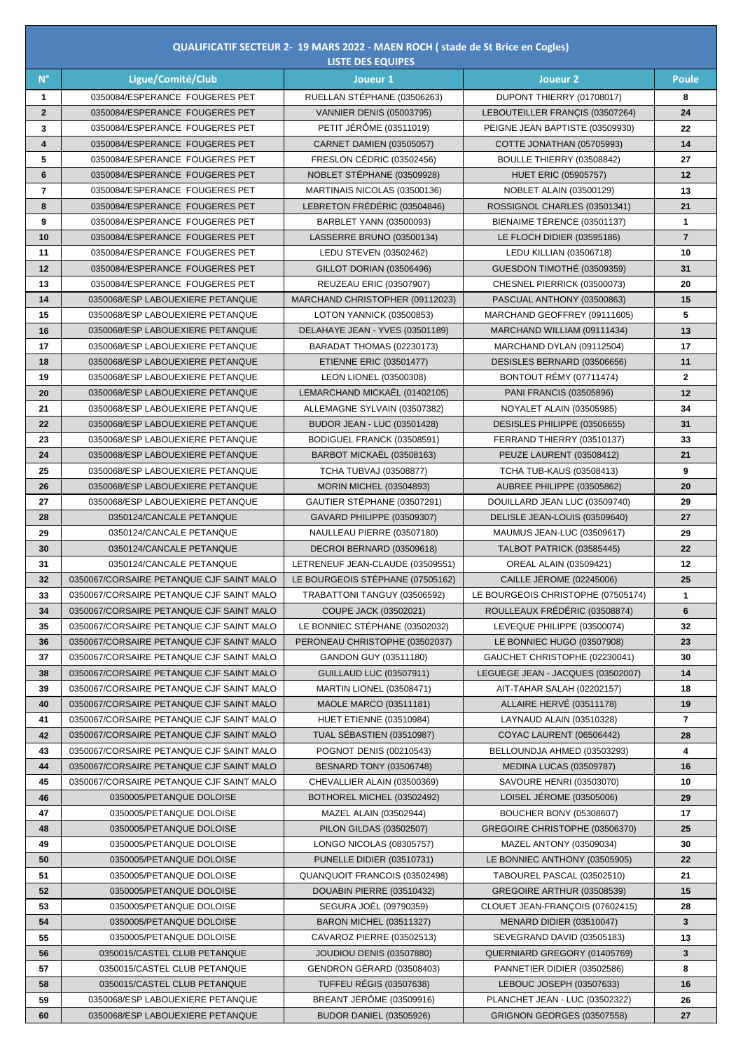## QUALIFICATIF SECTEUR 2- 19 MARS 2022 - MAEN ROCH ( stade de St Brice en Cogles)

### LISTE DES EQUIPES

| N° | Ligue/Comité/Club | Joueur 1 | Joueur 2 | Poule |
|---|---|---|---|---|
| 1 | 0350084/ESPERANCE FOUGERES PET | RUELLAN STÉPHANE (03506263) | DUPONT THIERRY (01708017) | 8 |
| 2 | 0350084/ESPERANCE FOUGERES PET | VANNIER DENIS (05003795) | LEBOUTEILLER FRANÇIS (03507264) | 24 |
| 3 | 0350084/ESPERANCE FOUGERES PET | PETIT JÉRÔME (03511019) | PEIGNE JEAN BAPTISTE (03509930) | 22 |
| 4 | 0350084/ESPERANCE FOUGERES PET | CARNET DAMIEN (03505057) | COTTE JONATHAN (05705993) | 14 |
| 5 | 0350084/ESPERANCE FOUGERES PET | FRESLON CÉDRIC (03502456) | BOULLE THIERRY (03508842) | 27 |
| 6 | 0350084/ESPERANCE FOUGERES PET | NOBLET STÉPHANE (03509928) | HUET ERIC (05905757) | 12 |
| 7 | 0350084/ESPERANCE FOUGERES PET | MARTINAIS NICOLAS (03500136) | NOBLET ALAIN (03500129) | 13 |
| 8 | 0350084/ESPERANCE FOUGERES PET | LEBRETON FRÉDÉRIC (03504846) | ROSSIGNOL CHARLES (03501341) | 21 |
| 9 | 0350084/ESPERANCE FOUGERES PET | BARBLET YANN (03500093) | BIENAIME TÉRENCE (03501137) | 1 |
| 10 | 0350084/ESPERANCE FOUGERES PET | LASSERRE BRUNO (03500134) | LE FLOCH DIDIER (03595186) | 7 |
| 11 | 0350084/ESPERANCE FOUGERES PET | LEDU STEVEN (03502462) | LEDU KILLIAN (03506718) | 10 |
| 12 | 0350084/ESPERANCE FOUGERES PET | GILLOT DORIAN (03506496) | GUESDON TIMOTHÉ (03509359) | 31 |
| 13 | 0350084/ESPERANCE FOUGERES PET | REUZEAU ERIC (03507907) | CHESNEL PIERRICK (03500073) | 20 |
| 14 | 0350068/ESP LABOUEXIERE PETANQUE | MARCHAND CHRISTOPHER (09112023) | PASCUAL ANTHONY (03500863) | 15 |
| 15 | 0350068/ESP LABOUEXIERE PETANQUE | LOTON YANNICK (03500853) | MARCHAND GEOFFREY (09111605) | 5 |
| 16 | 0350068/ESP LABOUEXIERE PETANQUE | DELAHAYE JEAN - YVES (03501189) | MARCHAND WILLIAM (09111434) | 13 |
| 17 | 0350068/ESP LABOUEXIERE PETANQUE | BARADAT THOMAS (02230173) | MARCHAND DYLAN (09112504) | 17 |
| 18 | 0350068/ESP LABOUEXIERE PETANQUE | ETIENNE ERIC (03501477) | DESISLES BERNARD (03506656) | 11 |
| 19 | 0350068/ESP LABOUEXIERE PETANQUE | LEON LIONEL (03500308) | BONTOUT RÉMY (07711474) | 2 |
| 20 | 0350068/ESP LABOUEXIERE PETANQUE | LEMARCHAND MICKAËL (01402105) | PANI FRANCIS (03505896) | 12 |
| 21 | 0350068/ESP LABOUEXIERE PETANQUE | ALLEMAGNE SYLVAIN (03507382) | NOYALET ALAIN (03505985) | 34 |
| 22 | 0350068/ESP LABOUEXIERE PETANQUE | BUDOR JEAN - LUC (03501428) | DESISLES PHILIPPE (03506655) | 31 |
| 23 | 0350068/ESP LABOUEXIERE PETANQUE | BODIGUEL FRANCK (03508591) | FERRAND THIERRY (03510137) | 33 |
| 24 | 0350068/ESP LABOUEXIERE PETANQUE | BARBOT MICKAËL (03508163) | PEUZE LAURENT (03508412) | 21 |
| 25 | 0350068/ESP LABOUEXIERE PETANQUE | TCHA TUBVAJ (03508877) | TCHA TUB-KAUS (03508413) | 9 |
| 26 | 0350068/ESP LABOUEXIERE PETANQUE | MORIN MICHEL (03504893) | AUBREE PHILIPPE (03505862) | 20 |
| 27 | 0350068/ESP LABOUEXIERE PETANQUE | GAUTIER STÉPHANE (03507291) | DOUILLARD JEAN LUC (03509740) | 29 |
| 28 | 0350124/CANCALE PETANQUE | GAVARD PHILIPPE (03509307) | DELISLE JEAN-LOUIS (03509640) | 27 |
| 29 | 0350124/CANCALE PETANQUE | NAULLEAU PIERRE (03507180) | MAUMUS JEAN-LUC (03509617) | 29 |
| 30 | 0350124/CANCALE PETANQUE | DECROI BERNARD (03509618) | TALBOT PATRICK (03585445) | 22 |
| 31 | 0350124/CANCALE PETANQUE | LETRENEUF JEAN-CLAUDE (03509551) | OREAL ALAIN (03509421) | 12 |
| 32 | 0350067/CORSAIRE PETANQUE CJF SAINT MALO | LE BOURGEOIS STÉPHANE (07505162) | CAILLE JÉROME (02245006) | 25 |
| 33 | 0350067/CORSAIRE PETANQUE CJF SAINT MALO | TRABATTONI TANGUY (03506592) | LE BOURGEOIS CHRISTOPHE (07505174) | 1 |
| 34 | 0350067/CORSAIRE PETANQUE CJF SAINT MALO | COUPE JACK (03502021) | ROULLEAUX FRÉDÉRIC (03508874) | 6 |
| 35 | 0350067/CORSAIRE PETANQUE CJF SAINT MALO | LE BONNIEC STÉPHANE (03502032) | LEVEQUE PHILIPPE (03500074) | 32 |
| 36 | 0350067/CORSAIRE PETANQUE CJF SAINT MALO | PERONEAU CHRISTOPHE (03502037) | LE BONNIEC HUGO (03507908) | 23 |
| 37 | 0350067/CORSAIRE PETANQUE CJF SAINT MALO | GANDON GUY (03511180) | GAUCHET CHRISTOPHE (02230041) | 30 |
| 38 | 0350067/CORSAIRE PETANQUE CJF SAINT MALO | GUILLAUD LUC (03507911) | LEGUEGE JEAN - JACQUES (03502007) | 14 |
| 39 | 0350067/CORSAIRE PETANQUE CJF SAINT MALO | MARTIN LIONEL (03508471) | AIT-TAHAR SALAH (02202157) | 18 |
| 40 | 0350067/CORSAIRE PETANQUE CJF SAINT MALO | MAOLE MARCO (03511181) | ALLAIRE HERVÉ (03511178) | 19 |
| 41 | 0350067/CORSAIRE PETANQUE CJF SAINT MALO | HUET ETIENNE (03510984) | LAYNAUD ALAIN (03510328) | 7 |
| 42 | 0350067/CORSAIRE PETANQUE CJF SAINT MALO | TUAL SÉBASTIEN (03510987) | COYAC LAURENT (06506442) | 28 |
| 43 | 0350067/CORSAIRE PETANQUE CJF SAINT MALO | POGNOT DENIS (00210543) | BELLOUNDJA AHMED (03503293) | 4 |
| 44 | 0350067/CORSAIRE PETANQUE CJF SAINT MALO | BESNARD TONY (03506748) | MEDINA LUCAS (03509787) | 16 |
| 45 | 0350067/CORSAIRE PETANQUE CJF SAINT MALO | CHEVALLIER ALAIN (03500369) | SAVOURE HENRI (03503070) | 10 |
| 46 | 0350005/PETANQUE DOLOISE | BOTHOREL MICHEL (03502492) | LOISEL JÉROME (03505006) | 29 |
| 47 | 0350005/PETANQUE DOLOISE | MAZEL ALAIN (03502944) | BOUCHER BONY (05308607) | 17 |
| 48 | 0350005/PETANQUE DOLOISE | PILON GILDAS (03502507) | GREGOIRE CHRISTOPHE (03506370) | 25 |
| 49 | 0350005/PETANQUE DOLOISE | LONGO NICOLAS (08305757) | MAZEL ANTONY (03509034) | 30 |
| 50 | 0350005/PETANQUE DOLOISE | PUNELLE DIDIER (03510731) | LE BONNIEC ANTHONY (03505905) | 22 |
| 51 | 0350005/PETANQUE DOLOISE | QUANQUOIT FRANCOIS (03502498) | TABOUREL PASCAL (03502510) | 21 |
| 52 | 0350005/PETANQUE DOLOISE | DOUABIN PIERRE (03510432) | GREGOIRE ARTHUR (03508539) | 15 |
| 53 | 0350005/PETANQUE DOLOISE | SEGURA JOËL (09790359) | CLOUET JEAN-FRANÇOIS (07602415) | 28 |
| 54 | 0350005/PETANQUE DOLOISE | BARON MICHEL (03511327) | MENARD DIDIER (03510047) | 3 |
| 55 | 0350005/PETANQUE DOLOISE | CAVAROZ PIERRE (03502513) | SEVEGRAND DAVID (03505183) | 13 |
| 56 | 0350015/CASTEL CLUB PETANQUE | JOUDIOU DENIS (03507880) | QUERNIARD GREGORY (01405769) | 3 |
| 57 | 0350015/CASTEL CLUB PETANQUE | GENDRON GÉRARD (03508403) | PANNETIER DIDIER (03502586) | 8 |
| 58 | 0350015/CASTEL CLUB PETANQUE | TUFFEU RÉGIS (03507638) | LEBOUC JOSEPH (03507633) | 16 |
| 59 | 0350068/ESP LABOUEXIERE PETANQUE | BREANT JÉRÔME (03509916) | PLANCHET JEAN - LUC (03502322) | 26 |
| 60 | 0350068/ESP LABOUEXIERE PETANQUE | BUDOR DANIEL (03505926) | GRIGNON GEORGES (03507558) | 27 |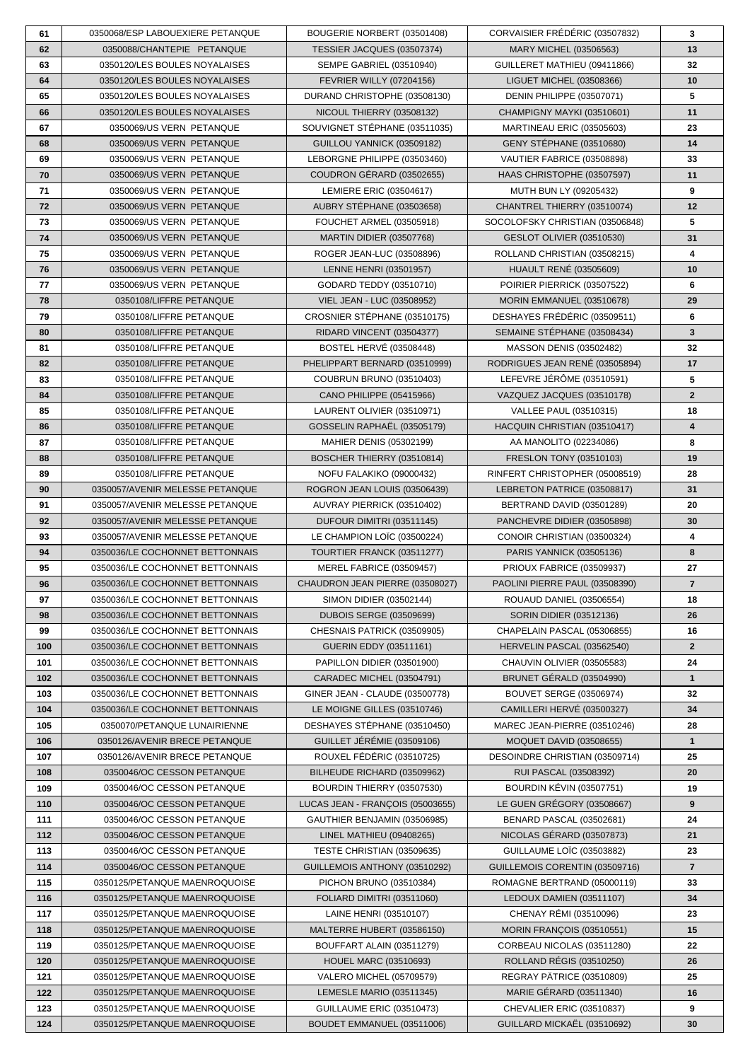| 61 | 0350068/ESP LABOUEXIERE PETANQUE | BOUGERIE NORBERT (03501408) | CORVAISIER FRÉDÉRIC (03507832) | 3 |
|---|---|---|---|---|
| 62 | 0350088/CHANTEPIE PETANQUE | TESSIER JACQUES (03507374) | MARY MICHEL (03506563) | 13 |
| 63 | 0350120/LES BOULES NOYALAISES | SEMPE GABRIEL (03510940) | GUILLERET MATHIEU (09411866) | 32 |
| 64 | 0350120/LES BOULES NOYALAISES | FEVRIER WILLY (07204156) | LIGUET MICHEL (03508366) | 10 |
| 65 | 0350120/LES BOULES NOYALAISES | DURAND CHRISTOPHE (03508130) | DENIN PHILIPPE (03507071) | 5 |
| 66 | 0350120/LES BOULES NOYALAISES | NICOUL THIERRY (03508132) | CHAMPIGNY MAYKI (03510601) | 11 |
| 67 | 0350069/US VERN PETANQUE | SOUVIGNET STÉPHANE (03511035) | MARTINEAU ERIC (03505603) | 23 |
| 68 | 0350069/US VERN PETANQUE | GUILLOU YANNICK (03509182) | GENY STÉPHANE (03510680) | 14 |
| 69 | 0350069/US VERN PETANQUE | LEBORGNE PHILIPPE (03503460) | VAUTIER FABRICE (03508898) | 33 |
| 70 | 0350069/US VERN PETANQUE | COUDRON GÉRARD (03502655) | HAAS CHRISTOPHE (03507597) | 11 |
| 71 | 0350069/US VERN PETANQUE | LEMIERE ERIC (03504617) | MUTH BUN LY (09205432) | 9 |
| 72 | 0350069/US VERN PETANQUE | AUBRY STÉPHANE (03503658) | CHANTREL THIERRY (03510074) | 12 |
| 73 | 0350069/US VERN PETANQUE | FOUCHET ARMEL (03505918) | SOCOLOFSKY CHRISTIAN (03506848) | 5 |
| 74 | 0350069/US VERN PETANQUE | MARTIN DIDIER (03507768) | GESLOT OLIVIER (03510530) | 31 |
| 75 | 0350069/US VERN PETANQUE | ROGER JEAN-LUC (03508896) | ROLLAND CHRISTIAN (03508215) | 4 |
| 76 | 0350069/US VERN PETANQUE | LENNE HENRI (03501957) | HUAULT RENÉ (03505609) | 10 |
| 77 | 0350069/US VERN PETANQUE | GODARD TEDDY (03510710) | POIRIER PIERRICK (03507522) | 6 |
| 78 | 0350108/LIFFRE PETANQUE | VIEL JEAN - LUC (03508952) | MORIN EMMANUEL (03510678) | 29 |
| 79 | 0350108/LIFFRE PETANQUE | CROSNIER STÉPHANE (03510175) | DESHAYES FRÉDÉRIC (03509511) | 6 |
| 80 | 0350108/LIFFRE PETANQUE | RIDARD VINCENT (03504377) | SEMAINE STÉPHANE (03508434) | 3 |
| 81 | 0350108/LIFFRE PETANQUE | BOSTEL HERVÉ (03508448) | MASSON DENIS (03502482) | 32 |
| 82 | 0350108/LIFFRE PETANQUE | PHELIPPART BERNARD (03510999) | RODRIGUES JEAN RENÉ (03505894) | 17 |
| 83 | 0350108/LIFFRE PETANQUE | COUBRUN BRUNO (03510403) | LEFEVRE JÉRÔME (03510591) | 5 |
| 84 | 0350108/LIFFRE PETANQUE | CANO PHILIPPE (05415966) | VAZQUEZ JACQUES (03510178) | 2 |
| 85 | 0350108/LIFFRE PETANQUE | LAURENT OLIVIER (03510971) | VALLEE PAUL (03510315) | 18 |
| 86 | 0350108/LIFFRE PETANQUE | GOSSELIN RAPHAËL (03505179) | HACQUIN CHRISTIAN (03510417) | 4 |
| 87 | 0350108/LIFFRE PETANQUE | MAHIER DENIS (05302199) | AA MANOLITO (02234086) | 8 |
| 88 | 0350108/LIFFRE PETANQUE | BOSCHER THIERRY (03510814) | FRESLON TONY (03510103) | 19 |
| 89 | 0350108/LIFFRE PETANQUE | NOFU FALAKIKO (09000432) | RINFERT CHRISTOPHER (05008519) | 28 |
| 90 | 0350057/AVENIR MELESSE PETANQUE | ROGRON JEAN LOUIS (03506439) | LEBRETON PATRICE (03508817) | 31 |
| 91 | 0350057/AVENIR MELESSE PETANQUE | AUVRAY PIERRICK (03510402) | BERTRAND DAVID (03501289) | 20 |
| 92 | 0350057/AVENIR MELESSE PETANQUE | DUFOUR DIMITRI (03511145) | PANCHEVRE DIDIER (03505898) | 30 |
| 93 | 0350057/AVENIR MELESSE PETANQUE | LE CHAMPION LOÏC (03500224) | CONOIR CHRISTIAN (03500324) | 4 |
| 94 | 0350036/LE COCHONNET BETTONNAIS | TOURTIER FRANCK (03511277) | PARIS YANNICK (03505136) | 8 |
| 95 | 0350036/LE COCHONNET BETTONNAIS | MEREL FABRICE (03509457) | PRIOUX FABRICE (03509937) | 27 |
| 96 | 0350036/LE COCHONNET BETTONNAIS | CHAUDRON JEAN PIERRE (03508027) | PAOLINI PIERRE PAUL (03508390) | 7 |
| 97 | 0350036/LE COCHONNET BETTONNAIS | SIMON DIDIER (03502144) | ROUAUD DANIEL (03506554) | 18 |
| 98 | 0350036/LE COCHONNET BETTONNAIS | DUBOIS SERGE (03509699) | SORIN DIDIER (03512136) | 26 |
| 99 | 0350036/LE COCHONNET BETTONNAIS | CHESNAIS PATRICK (03509905) | CHAPELAIN PASCAL (05306855) | 16 |
| 100 | 0350036/LE COCHONNET BETTONNAIS | GUERIN EDDY (03511161) | HERVELIN PASCAL (03562540) | 2 |
| 101 | 0350036/LE COCHONNET BETTONNAIS | PAPILLON DIDIER (03501900) | CHAUVIN OLIVIER (03505583) | 24 |
| 102 | 0350036/LE COCHONNET BETTONNAIS | CARADEC MICHEL (03504791) | BRUNET GÉRALD (03504990) | 1 |
| 103 | 0350036/LE COCHONNET BETTONNAIS | GINER JEAN - CLAUDE (03500778) | BOUVET SERGE (03506974) | 32 |
| 104 | 0350036/LE COCHONNET BETTONNAIS | LE MOIGNE GILLES (03510746) | CAMILLERI HERVÉ (03500327) | 34 |
| 105 | 0350070/PETANQUE LUNAIRIENNE | DESHAYES STÉPHANE (03510450) | MAREC JEAN-PIERRE (03510246) | 28 |
| 106 | 0350126/AVENIR BRECE PETANQUE | GUILLET JÉRÉMIE (03509106) | MOQUET DAVID (03508655) | 1 |
| 107 | 0350126/AVENIR BRECE PETANQUE | ROUXEL FÉDÉRIC (03510725) | DESOINDRE CHRISTIAN (03509714) | 25 |
| 108 | 0350046/OC CESSON PETANQUE | BILHEUDE RICHARD (03509962) | RUI PASCAL (03508392) | 20 |
| 109 | 0350046/OC CESSON PETANQUE | BOURDIN THIERRY (03507530) | BOURDIN KÉVIN (03507751) | 19 |
| 110 | 0350046/OC CESSON PETANQUE | LUCAS JEAN - FRANÇOIS (05003655) | LE GUEN GRÉGORY (03508667) | 9 |
| 111 | 0350046/OC CESSON PETANQUE | GAUTHIER BENJAMIN (03506985) | BENARD PASCAL (03502681) | 24 |
| 112 | 0350046/OC CESSON PETANQUE | LINEL MATHIEU (09408265) | NICOLAS GÉRARD (03507873) | 21 |
| 113 | 0350046/OC CESSON PETANQUE | TESTE CHRISTIAN (03509635) | GUILLAUME LOÏC (03503882) | 23 |
| 114 | 0350046/OC CESSON PETANQUE | GUILLEMOIS ANTHONY (03510292) | GUILLEMOIS CORENTIN (03509716) | 7 |
| 115 | 0350125/PETANQUE MAENROQUOISE | PICHON BRUNO (03510384) | ROMAGNE BERTRAND (05000119) | 33 |
| 116 | 0350125/PETANQUE MAENROQUOISE | FOLIARD DIMITRI (03511060) | LEDOUX DAMIEN (03511107) | 34 |
| 117 | 0350125/PETANQUE MAENROQUOISE | LAINE HENRI (03510107) | CHENAY RÉMI (03510096) | 23 |
| 118 | 0350125/PETANQUE MAENROQUOISE | MALTERRE HUBERT (03586150) | MORIN FRANÇOIS (03510551) | 15 |
| 119 | 0350125/PETANQUE MAENROQUOISE | BOUFFART ALAIN (03511279) | CORBEAU NICOLAS (03511280) | 22 |
| 120 | 0350125/PETANQUE MAENROQUOISE | HOUEL MARC (03510693) | ROLLAND RÉGIS (03510250) | 26 |
| 121 | 0350125/PETANQUE MAENROQUOISE | VALERO MICHEL (05709579) | REGRAY PÂTRICE (03510809) | 25 |
| 122 | 0350125/PETANQUE MAENROQUOISE | LEMESLE MARIO (03511345) | MARIE GÉRARD (03511340) | 16 |
| 123 | 0350125/PETANQUE MAENROQUOISE | GUILLAUME ERIC (03510473) | CHEVALIER ERIC (03510837) | 9 |
| 124 | 0350125/PETANQUE MAENROQUOISE | BOUDET EMMANUEL (03511006) | GUILLARD MICKAËL (03510692) | 30 |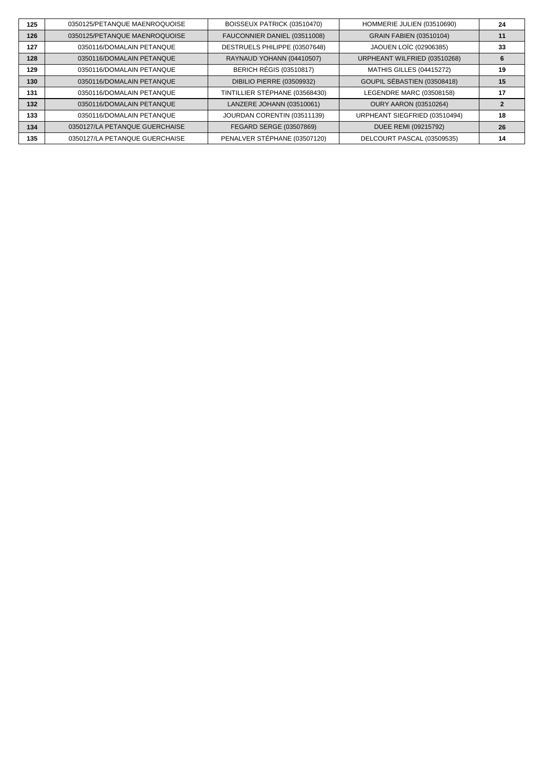| | | | | |
|---|---|---|---|---|
| **125** | 0350125/PETANQUE MAENROQUOISE | BOISSEUX PATRICK (03510470) | HOMMERIE JULIEN (03510690) | **24** |
| **126** | 0350125/PETANQUE MAENROQUOISE | FAUCONNIER DANIEL (03511008) | GRAIN FABIEN (03510104) | **11** |
| **127** | 0350116/DOMALAIN PETANQUE | DESTRUELS PHILIPPE (03507648) | JAOUEN LOÏC (02906385) | **33** |
| **128** | 0350116/DOMALAIN PETANQUE | RAYNAUD YOHANN (04410507) | URPHEANT WILFRIED (03510268) | **6** |
| **129** | 0350116/DOMALAIN PETANQUE | BERICH RÉGIS (03510817) | MATHIS GILLES (04415272) | **19** |
| **130** | 0350116/DOMALAIN PETANQUE | DIBILIO PIERRE (03509932) | GOUPIL SÉBASTIEN (03508418) | **15** |
| **131** | 0350116/DOMALAIN PETANQUE | TINTILLIER STÉPHANE (03568430) | LEGENDRE MARC (03508158) | **17** |
| **132** | 0350116/DOMALAIN PETANQUE | LANZERE JOHANN (03510061) | OURY AARON (03510264) | **2** |
| **133** | 0350116/DOMALAIN PETANQUE | JOURDAN CORENTIN (03511139) | URPHEANT SIEGFRIED (03510494) | **18** |
| **134** | 0350127/LA PETANQUE GUERCHAISE | FEGARD SERGE (03507869) | DUEE REMI (09215792) | **26** |
| **135** | 0350127/LA PETANQUE GUERCHAISE | PENALVER STÉPHANE (03507120) | DELCOURT PASCAL (03509535) | **14** |